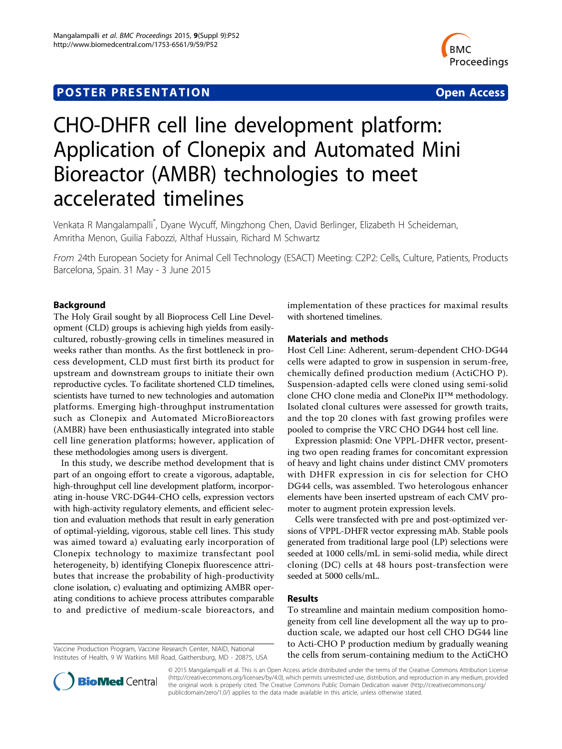POSTER PRESENTATION **Open Access**

# CHO-DHFR cell line development platform: Application of Clonepix and Automated Mini Bioreactor (AMBR) technologies to meet accelerated timelines

Venkata R Mangalampalli*, Dyane Wycuff, Mingzhong Chen, David Berlinger, Elizabeth H Scheideman, Amritha Menon, Guilia Fabozzi, Althaf Hussain, Richard M Schwartz

*From* 24th European Society for Animal Cell Technology (ESACT) Meeting: C2P2: Cells, Culture, Patients, Products Barcelona, Spain. 31 May - 3 June 2015

## Background

The Holy Grail sought by all Bioprocess Cell Line Development (CLD) groups is achieving high yields from easily-cultured, robustly-growing cells in timelines measured in weeks rather than months. As the first bottleneck in process development, CLD must first birth its product for upstream and downstream groups to initiate their own reproductive cycles. To facilitate shortened CLD timelines, scientists have turned to new technologies and automation platforms. Emerging high-throughput instrumentation such as Clonepix and Automated MicroBioreactors (AMBR) have been enthusiastically integrated into stable cell line generation platforms; however, application of these methodologies among users is divergent.

In this study, we describe method development that is part of an ongoing effort to create a vigorous, adaptable, high-throughput cell line development platform, incorporating in-house VRC-DG44-CHO cells, expression vectors with high-activity regulatory elements, and efficient selection and evaluation methods that result in early generation of optimal-yielding, vigorous, stable cell lines. This study was aimed toward a) evaluating early incorporation of Clonepix technology to maximize transfectant pool heterogeneity, b) identifying Clonepix fluorescence attributes that increase the probability of high-productivity clone isolation, c) evaluating and optimizing AMBR operating conditions to achieve process attributes comparable to and predictive of medium-scale bioreactors, and implementation of these practices for maximal results with shortened timelines.

Vaccine Production Program, Vaccine Research Center, NIAID, National Institutes of Health, 9 W Watkins Mill Road, Gaithersburg, MD - 20875, USA

## Materials and methods

Host Cell Line: Adherent, serum-dependent CHO-DG44 cells were adapted to grow in suspension in serum-free, chemically defined production medium (ActiCHO P). Suspension-adapted cells were cloned using semi-solid clone CHO clone media and ClonePix II™ methodology. Isolated clonal cultures were assessed for growth traits, and the top 20 clones with fast growing profiles were pooled to comprise the VRC CHO DG44 host cell line.

Expression plasmid: One VPPL-DHFR vector, presenting two open reading frames for concomitant expression of heavy and light chains under distinct CMV promoters with DHFR expression in cis for selection for CHO DG44 cells, was assembled. Two heterologous enhancer elements have been inserted upstream of each CMV promoter to augment protein expression levels.

Cells were transfected with pre and post-optimized versions of VPPL-DHFR vector expressing mAb. Stable pools generated from traditional large pool (LP) selections were seeded at 1000 cells/mL in semi-solid media, while direct cloning (DC) cells at 48 hours post-transfection were seeded at 5000 cells/mL.

## Results

To streamline and maintain medium composition homogeneity from cell line development all the way up to production scale, we adapted our host cell CHO DG44 line to Acti-CHO P production medium by gradually weaning the cells from serum-containing medium to the ActiCHO

© 2015 Mangalampalli et al. This is an Open Access article distributed under the terms of the Creative Commons Attribution License (http://creativecommons.org/licenses/by/4.0), which permits unrestricted use, distribution, and reproduction in any medium, provided the original work is properly cited. The Creative Commons Public Domain Dedication waiver (http://creativecommons.org/publicdomain/zero/1.0/) applies to the data made available in this article, unless otherwise stated.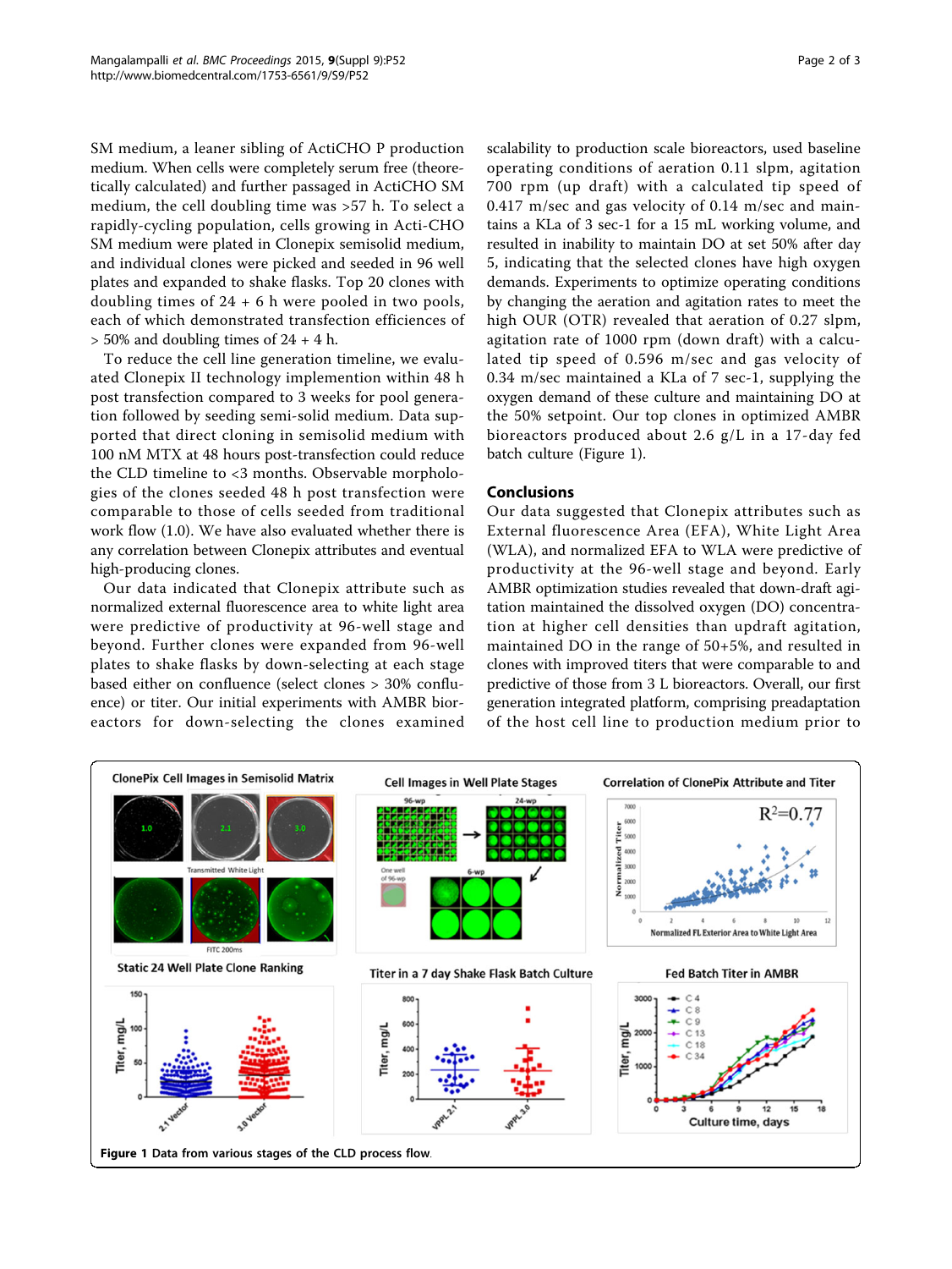SM medium, a leaner sibling of ActiCHO P production medium. When cells were completely serum free (theoretically calculated) and further passaged in ActiCHO SM medium, the cell doubling time was >57 h. To select a rapidly-cycling population, cells growing in Acti-CHO SM medium were plated in Clonepix semisolid medium, and individual clones were picked and seeded in 96 well plates and expanded to shake flasks. Top 20 clones with doubling times of 24 + 6 h were pooled in two pools, each of which demonstrated transfection efficiences of > 50% and doubling times of 24 + 4 h.

To reduce the cell line generation timeline, we evaluated Clonepix II technology implemention within 48 h post transfection compared to 3 weeks for pool generation followed by seeding semi-solid medium. Data supported that direct cloning in semisolid medium with 100 nM MTX at 48 hours post-transfection could reduce the CLD timeline to <3 months. Observable morphologies of the clones seeded 48 h post transfection were comparable to those of cells seeded from traditional work flow (1.0). We have also evaluated whether there is any correlation between Clonepix attributes and eventual high-producing clones.

Our data indicated that Clonepix attribute such as normalized external fluorescence area to white light area were predictive of productivity at 96-well stage and beyond. Further clones were expanded from 96-well plates to shake flasks by down-selecting at each stage based either on confluence (select clones > 30% confluence) or titer. Our initial experiments with AMBR bioreactors for down-selecting the clones examined scalability to production scale bioreactors, used baseline operating conditions of aeration 0.11 slpm, agitation 700 rpm (up draft) with a calculated tip speed of 0.417 m/sec and gas velocity of 0.14 m/sec and maintains a KLa of 3 sec-1 for a 15 mL working volume, and resulted in inability to maintain DO at set 50% after day 5, indicating that the selected clones have high oxygen demands. Experiments to optimize operating conditions by changing the aeration and agitation rates to meet the high OUR (OTR) revealed that aeration of 0.27 slpm, agitation rate of 1000 rpm (down draft) with a calculated tip speed of 0.596 m/sec and gas velocity of 0.34 m/sec maintained a KLa of 7 sec-1, supplying the oxygen demand of these culture and maintaining DO at the 50% setpoint. Our top clones in optimized AMBR bioreactors produced about 2.6 g/L in a 17-day fed batch culture (Figure 1).

## Conclusions

Our data suggested that Clonepix attributes such as External fluorescence Area (EFA), White Light Area (WLA), and normalized EFA to WLA were predictive of productivity at the 96-well stage and beyond. Early AMBR optimization studies revealed that down-draft agitation maintained the dissolved oxygen (DO) concentration at higher cell densities than updraft agitation, maintained DO in the range of 50+5%, and resulted in clones with improved titers that were comparable to and predictive of those from 3 L bioreactors. Overall, our first generation integrated platform, comprising preadaptation of the host cell line to production medium prior to

**Figure 1** Data from various stages of the CLD process flow.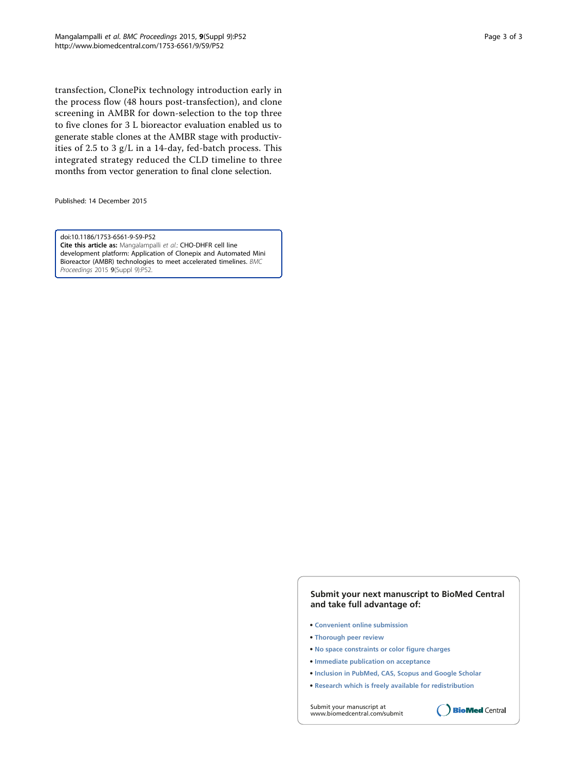transfection, ClonePix technology introduction early in the process flow (48 hours post-transfection), and clone screening in AMBR for down-selection to the top three to five clones for 3 L bioreactor evaluation enabled us to generate stable clones at the AMBR stage with productivities of 2.5 to 3 g/L in a 14-day, fed-batch process. This integrated strategy reduced the CLD timeline to three months from vector generation to final clone selection.

Published: 14 December 2015

doi:10.1186/1753-6561-9-S9-P52

**Cite this article as:** Mangalampalli *et al.*: CHO-DHFR cell line development platform: Application of Clonepix and Automated Mini Bioreactor (AMBR) technologies to meet accelerated timelines. *BMC Proceedings* 2015 **9**(Suppl 9):P52.

**Submit your next manuscript to BioMed Central and take full advantage of:**

- Convenient online submission
- Thorough peer review
- No space constraints or color figure charges
- Immediate publication on acceptance
- Inclusion in PubMed, CAS, Scopus and Google Scholar
- Research which is freely available for redistribution

Submit your manuscript at www.biomedcentral.com/submit

BioMed Central